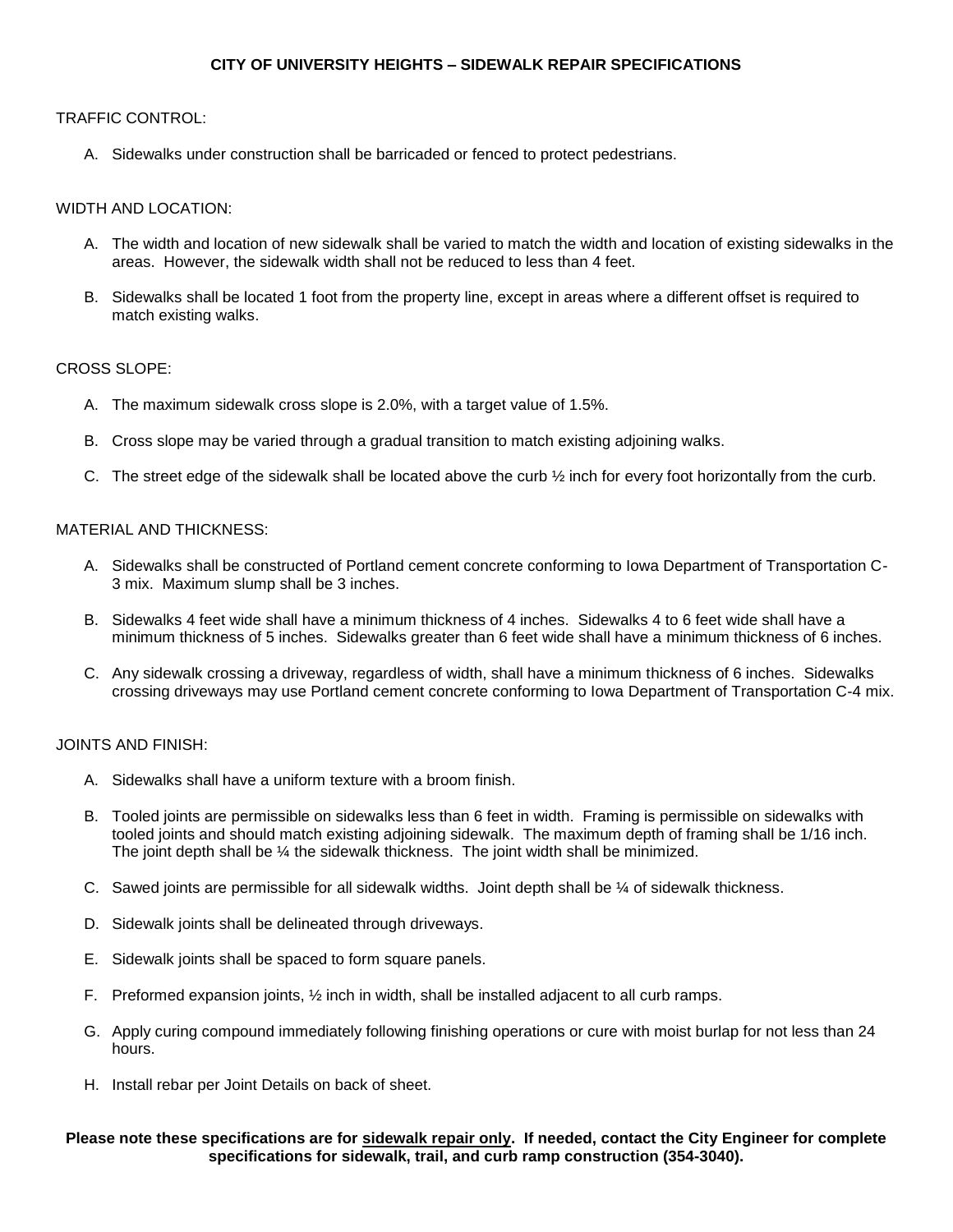# CITY OF UNIVERSITY HEIGHTS – SIDEWALK REPAIR SPECIFICATIONS

TRAFFIC CONTROL:

A. Sidewalks under construction shall be barricaded or fenced to protect pedestrians.

WIDTH AND LOCATION:

A. The width and location of new sidewalk shall be varied to match the width and location of existing sidewalks in the areas. However, the sidewalk width shall not be reduced to less than 4 feet.

B. Sidewalks shall be located 1 foot from the property line, except in areas where a different offset is required to match existing walks.

CROSS SLOPE:

A. The maximum sidewalk cross slope is 2.0%, with a target value of 1.5%.

B. Cross slope may be varied through a gradual transition to match existing adjoining walks.

C. The street edge of the sidewalk shall be located above the curb ½ inch for every foot horizontally from the curb.

MATERIAL AND THICKNESS:

A. Sidewalks shall be constructed of Portland cement concrete conforming to Iowa Department of Transportation C-3 mix. Maximum slump shall be 3 inches.

B. Sidewalks 4 feet wide shall have a minimum thickness of 4 inches. Sidewalks 4 to 6 feet wide shall have a minimum thickness of 5 inches. Sidewalks greater than 6 feet wide shall have a minimum thickness of 6 inches.

C. Any sidewalk crossing a driveway, regardless of width, shall have a minimum thickness of 6 inches. Sidewalks crossing driveways may use Portland cement concrete conforming to Iowa Department of Transportation C-4 mix.

JOINTS AND FINISH:

A. Sidewalks shall have a uniform texture with a broom finish.

B. Tooled joints are permissible on sidewalks less than 6 feet in width. Framing is permissible on sidewalks with tooled joints and should match existing adjoining sidewalk. The maximum depth of framing shall be 1/16 inch. The joint depth shall be ¼ the sidewalk thickness. The joint width shall be minimized.

C. Sawed joints are permissible for all sidewalk widths. Joint depth shall be ¼ of sidewalk thickness.

D. Sidewalk joints shall be delineated through driveways.

E. Sidewalk joints shall be spaced to form square panels.

F. Preformed expansion joints, ½ inch in width, shall be installed adjacent to all curb ramps.

G. Apply curing compound immediately following finishing operations or cure with moist burlap for not less than 24 hours.

H. Install rebar per Joint Details on back of sheet.

**Please note these specifications are for <u>sidewalk repair only</u>. If needed, contact the City Engineer for complete specifications for sidewalk, trail, and curb ramp construction (354-3040).**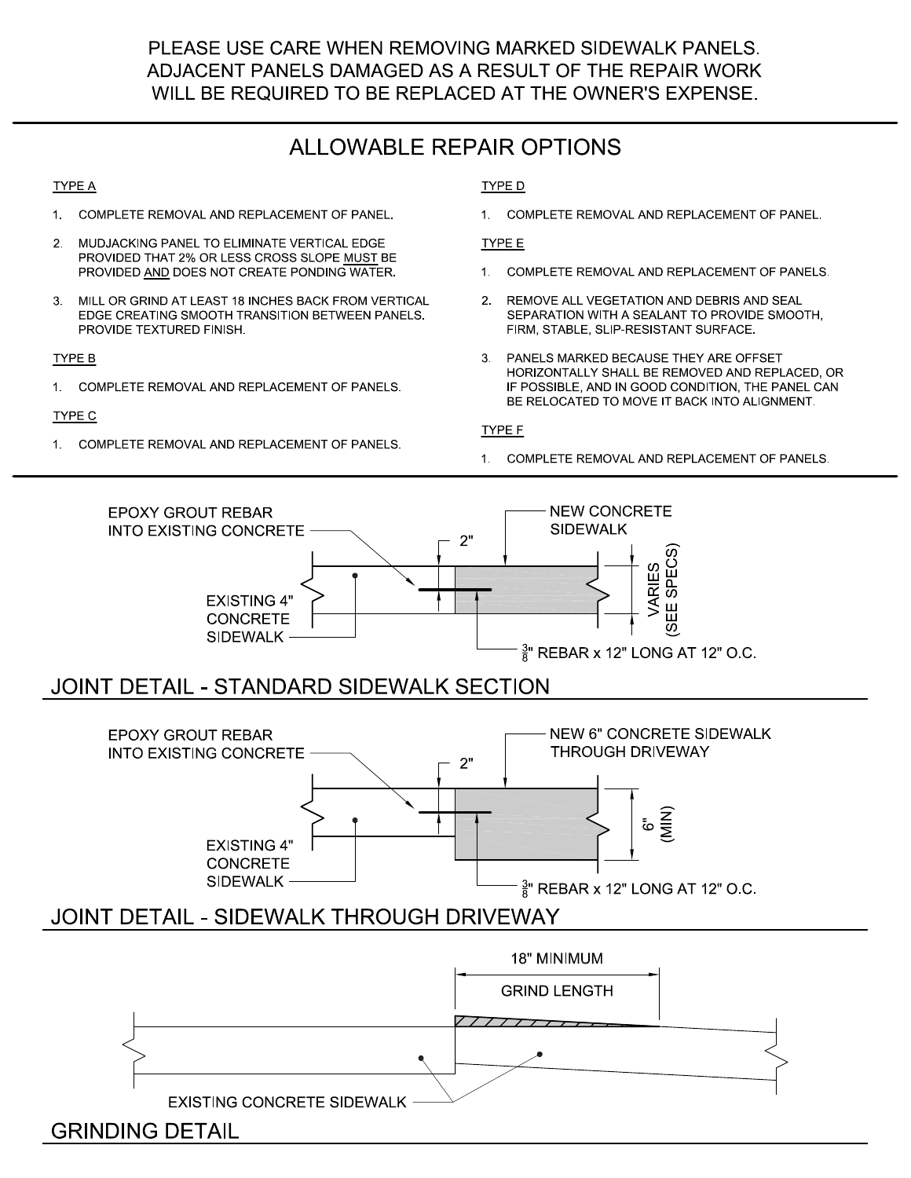PLEASE USE CARE WHEN REMOVING MARKED SIDEWALK PANELS. ADJACENT PANELS DAMAGED AS A RESULT OF THE REPAIR WORK WILL BE REQUIRED TO BE REPLACED AT THE OWNER'S EXPENSE.

## ALLOWABLE REPAIR OPTIONS

TYPE A

1. COMPLETE REMOVAL AND REPLACEMENT OF PANEL.
2. MUDJACKING PANEL TO ELIMINATE VERTICAL EDGE PROVIDED THAT 2% OR LESS CROSS SLOPE MUST BE PROVIDED AND DOES NOT CREATE PONDING WATER.
3. MILL OR GRIND AT LEAST 18 INCHES BACK FROM VERTICAL EDGE CREATING SMOOTH TRANSITION BETWEEN PANELS. PROVIDE TEXTURED FINISH.

TYPE B

1. COMPLETE REMOVAL AND REPLACEMENT OF PANELS.

TYPE C

1. COMPLETE REMOVAL AND REPLACEMENT OF PANELS.

TYPE D

1. COMPLETE REMOVAL AND REPLACEMENT OF PANEL.

TYPE E

1. COMPLETE REMOVAL AND REPLACEMENT OF PANELS.
2. REMOVE ALL VEGETATION AND DEBRIS AND SEAL SEPARATION WITH A SEALANT TO PROVIDE SMOOTH, FIRM, STABLE, SLIP-RESISTANT SURFACE.
3. PANELS MARKED BECAUSE THEY ARE OFFSET HORIZONTALLY SHALL BE REMOVED AND REPLACED, OR IF POSSIBLE, AND IN GOOD CONDITION, THE PANEL CAN BE RELOCATED TO MOVE IT BACK INTO ALIGNMENT.

TYPE F

1. COMPLETE REMOVAL AND REPLACEMENT OF PANELS.

EPOXY GROUT REBAR INTO EXISTING CONCRETE

NEW CONCRETE SIDEWALK

2"

VARIES (SEE SPECS)

EXISTING 4" CONCRETE SIDEWALK

3/8" REBAR x 12" LONG AT 12" O.C.

## JOINT DETAIL - STANDARD SIDEWALK SECTION

EPOXY GROUT REBAR INTO EXISTING CONCRETE

NEW 6" CONCRETE SIDEWALK THROUGH DRIVEWAY

2"

6" (MIN)

EXISTING 4" CONCRETE SIDEWALK

3/8" REBAR x 12" LONG AT 12" O.C.

## JOINT DETAIL - SIDEWALK THROUGH DRIVEWAY

18" MINIMUM

GRIND LENGTH

EXISTING CONCRETE SIDEWALK

## GRINDING DETAIL